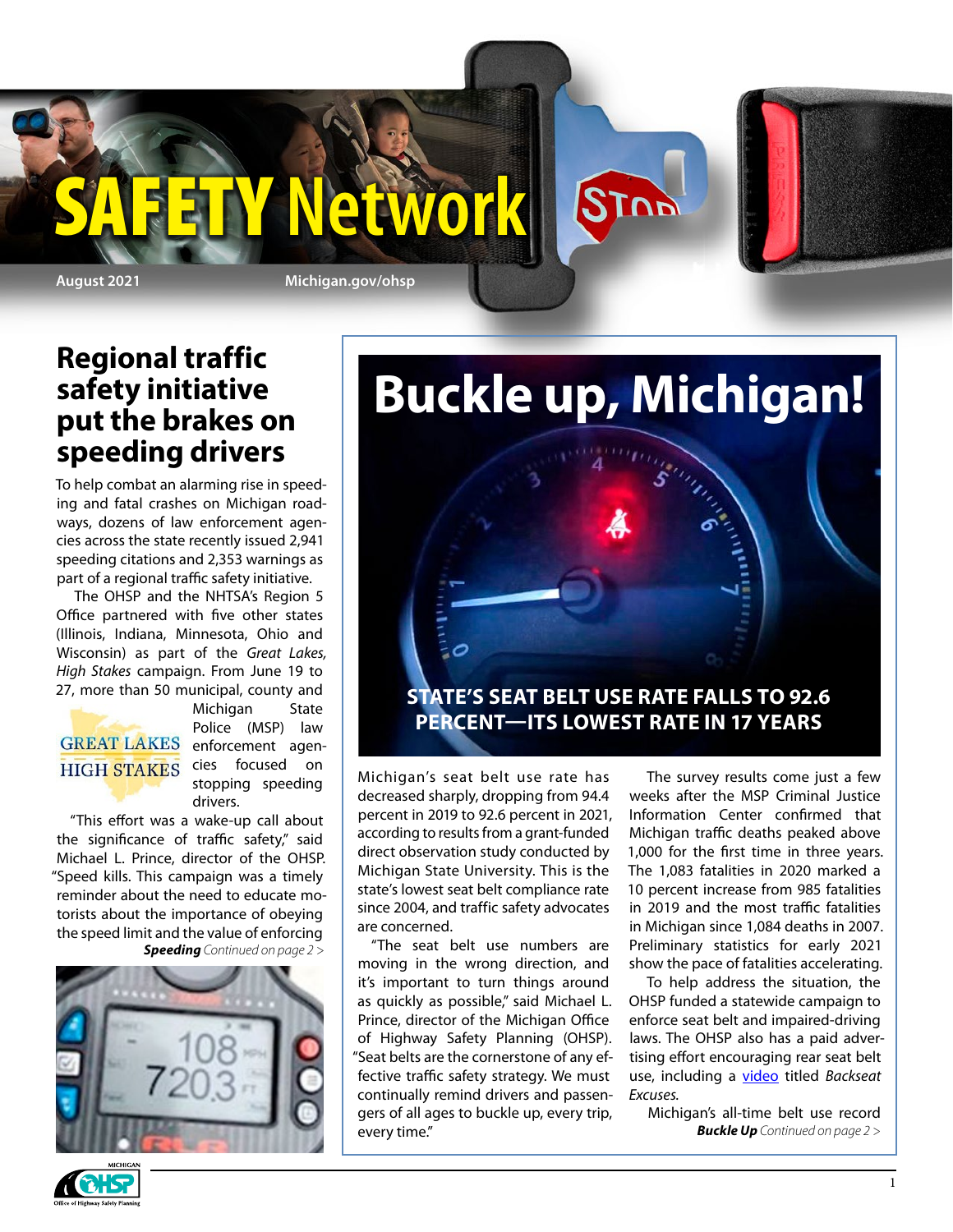# SAFETY Network

August 2021 Michigan.gov/ohsp

## Regional traffic safety initiative put the brakes on speeding drivers

To help combat an alarming rise in speeding and fatal crashes on Michigan roadways, dozens of law enforcement agencies across the state recently issued 2,941 speeding citations and 2,353 warnings as part of a regional traffic safety initiative.

The OHSP and the NHTSA's Region 5 Office partnered with five other states (Illinois, Indiana, Minnesota, Ohio and Wisconsin) as part of the *Great Lakes, High Stakes* campaign. From June 19 to 27, more than 50 municipal, county and Michigan State Police (MSP) law enforcement agencies focused on stopping speeding drivers.

"This effort was a wake-up call about the significance of traffic safety," said Michael L. Prince, director of the OHSP. "Speed kills. This campaign was a timely reminder about the need to educate motorists about the importance of obeying the speed limit and the value of enforcing

***Speeding*** *Continued on page 2 >*

## Buckle up, Michigan!

### STATE'S SEAT BELT USE RATE FALLS TO 92.6 PERCENT—ITS LOWEST RATE IN 17 YEARS

Michigan's seat belt use rate has decreased sharply, dropping from 94.4 percent in 2019 to 92.6 percent in 2021, according to results from a grant-funded direct observation study conducted by Michigan State University. This is the state's lowest seat belt compliance rate since 2004, and traffic safety advocates are concerned.

"The seat belt use numbers are moving in the wrong direction, and it's important to turn things around as quickly as possible," said Michael L. Prince, director of the Michigan Office of Highway Safety Planning (OHSP). "Seat belts are the cornerstone of any effective traffic safety strategy. We must continually remind drivers and passengers of all ages to buckle up, every trip, every time."

The survey results come just a few weeks after the MSP Criminal Justice Information Center confirmed that Michigan traffic deaths peaked above 1,000 for the first time in three years. The 1,083 fatalities in 2020 marked a 10 percent increase from 985 fatalities in 2019 and the most traffic fatalities in Michigan since 1,084 deaths in 2007. Preliminary statistics for early 2021 show the pace of fatalities accelerating.

To help address the situation, the OHSP funded a statewide campaign to enforce seat belt and impaired-driving laws. The OHSP also has a paid advertising effort encouraging rear seat belt use, including a video titled *Backseat Excuses.*

Michigan's all-time belt use record

***Buckle Up*** *Continued on page 2 >*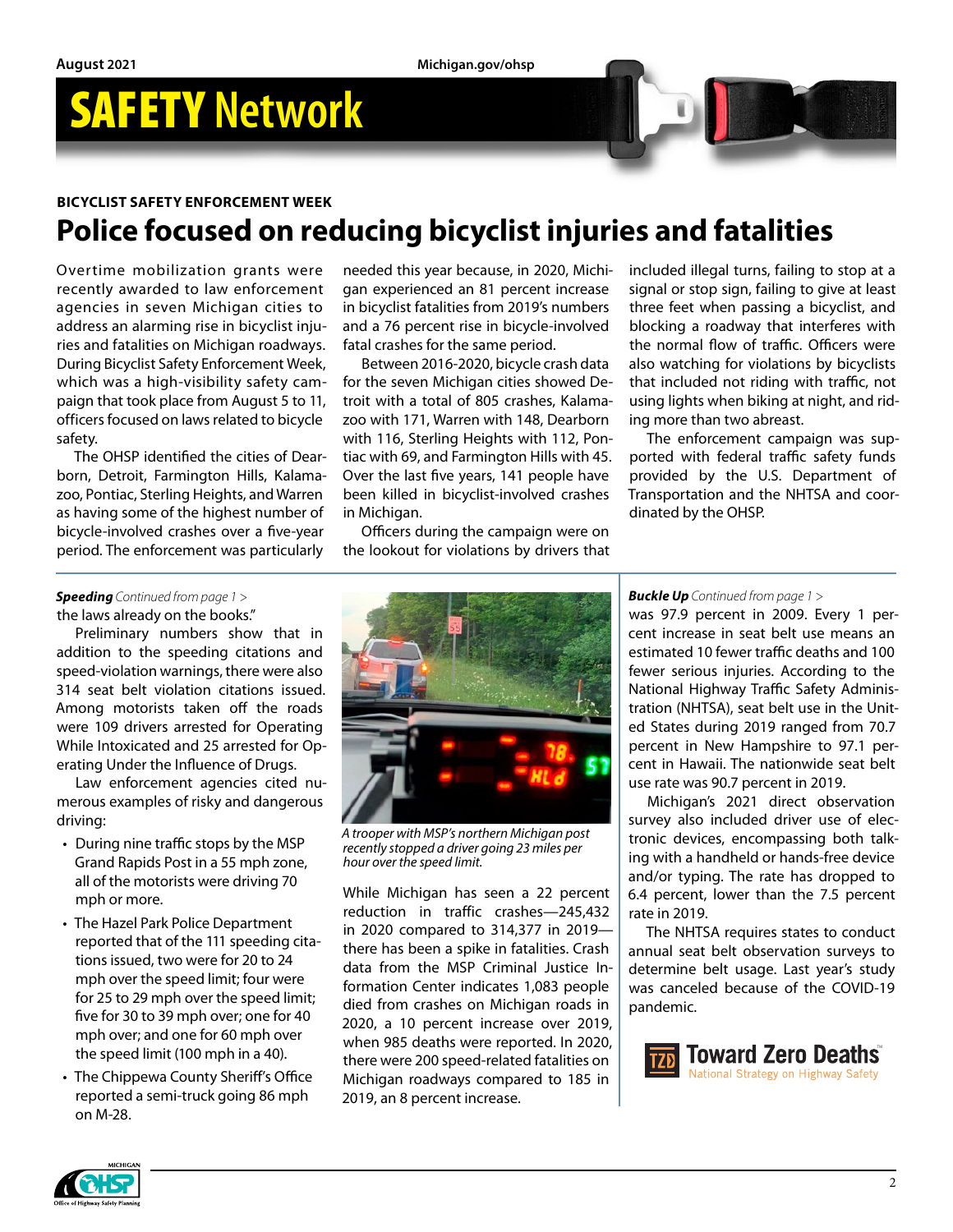# SAFETY Network

**BICYCLIST SAFETY ENFORCEMENT WEEK**

## Police focused on reducing bicyclist injuries and fatalities

Overtime mobilization grants were recently awarded to law enforcement agencies in seven Michigan cities to address an alarming rise in bicyclist injuries and fatalities on Michigan roadways. During Bicyclist Safety Enforcement Week, which was a high-visibility safety campaign that took place from August 5 to 11, officers focused on laws related to bicycle safety.

The OHSP identified the cities of Dearborn, Detroit, Farmington Hills, Kalamazoo, Pontiac, Sterling Heights, and Warren as having some of the highest number of bicycle-involved crashes over a five-year period. The enforcement was particularly needed this year because, in 2020, Michigan experienced an 81 percent increase in bicyclist fatalities from 2019's numbers and a 76 percent rise in bicycle-involved fatal crashes for the same period.

Between 2016-2020, bicycle crash data for the seven Michigan cities showed Detroit with a total of 805 crashes, Kalamazoo with 171, Warren with 148, Dearborn with 116, Sterling Heights with 112, Pontiac with 69, and Farmington Hills with 45. Over the last five years, 141 people have been killed in bicyclist-involved crashes in Michigan.

Officers during the campaign were on the lookout for violations by drivers that included illegal turns, failing to stop at a signal or stop sign, failing to give at least three feet when passing a bicyclist, and blocking a roadway that interferes with the normal flow of traffic. Officers were also watching for violations by bicyclists that included not riding with traffic, not using lights when biking at night, and riding more than two abreast.

The enforcement campaign was supported with federal traffic safety funds provided by the U.S. Department of Transportation and the NHTSA and coordinated by the OHSP.

---

***Speeding*** *Continued from page 1 >*

the laws already on the books."

Preliminary numbers show that in addition to the speeding citations and speed-violation warnings, there were also 314 seat belt violation citations issued. Among motorists taken off the roads were 109 drivers arrested for Operating While Intoxicated and 25 arrested for Operating Under the Influence of Drugs.

Law enforcement agencies cited numerous examples of risky and dangerous driving:

- During nine traffic stops by the MSP Grand Rapids Post in a 55 mph zone, all of the motorists were driving 70 mph or more.
- The Hazel Park Police Department reported that of the 111 speeding citations issued, two were for 20 to 24 mph over the speed limit; four were for 25 to 29 mph over the speed limit; five for 30 to 39 mph over; one for 40 mph over; and one for 60 mph over the speed limit (100 mph in a 40).
- The Chippewa County Sheriff's Office reported a semi-truck going 86 mph on M-28.

*A trooper with MSP's northern Michigan post recently stopped a driver going 23 miles per hour over the speed limit.*

While Michigan has seen a 22 percent reduction in traffic crashes—245,432 in 2020 compared to 314,377 in 2019—there has been a spike in fatalities. Crash data from the MSP Criminal Justice Information Center indicates 1,083 people died from crashes on Michigan roads in 2020, a 10 percent increase over 2019, when 985 deaths were reported. In 2020, there were 200 speed-related fatalities on Michigan roadways compared to 185 in 2019, an 8 percent increase.

---

***Buckle Up*** *Continued from page 1 >*

was 97.9 percent in 2009. Every 1 percent increase in seat belt use means an estimated 10 fewer traffic deaths and 100 fewer serious injuries. According to the National Highway Traffic Safety Administration (NHTSA), seat belt use in the United States during 2019 ranged from 70.7 percent in New Hampshire to 97.1 percent in Hawaii. The nationwide seat belt use rate was 90.7 percent in 2019.

Michigan's 2021 direct observation survey also included driver use of electronic devices, encompassing both talking with a handheld or hands-free device and/or typing. The rate has dropped to 6.4 percent, lower than the 7.5 percent rate in 2019.

The NHTSA requires states to conduct annual seat belt observation surveys to determine belt usage. Last year's study was canceled because of the COVID-19 pandemic.

Toward Zero Deaths — National Strategy on Highway Safety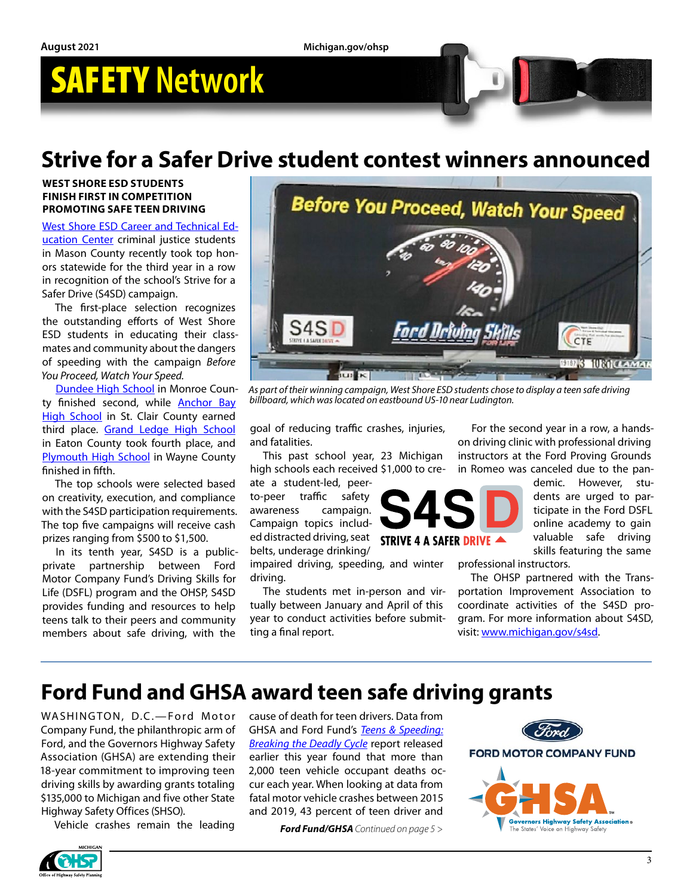# SAFETY Network

## Strive for a Safer Drive student contest winners announced

**WEST SHORE ESD STUDENTS FINISH FIRST IN COMPETITION PROMOTING SAFE TEEN DRIVING**

West Shore ESD Career and Technical Education Center criminal justice students in Mason County recently took top honors statewide for the third year in a row in recognition of the school's Strive for a Safer Drive (S4SD) campaign.

The first-place selection recognizes the outstanding efforts of West Shore ESD students in educating their classmates and community about the dangers of speeding with the campaign *Before You Proceed, Watch Your Speed.*

Dundee High School in Monroe County finished second, while Anchor Bay High School in St. Clair County earned third place. Grand Ledge High School in Eaton County took fourth place, and Plymouth High School in Wayne County finished in fifth.

The top schools were selected based on creativity, execution, and compliance with the S4SD participation requirements. The top five campaigns will receive cash prizes ranging from $500 to $1,500.

In its tenth year, S4SD is a public-private partnership between Ford Motor Company Fund's Driving Skills for Life (DSFL) program and the OHSP. S4SD provides funding and resources to help teens talk to their peers and community members about safe driving, with the goal of reducing traffic crashes, injuries, and fatalities.

*As part of their winning campaign, West Shore ESD students chose to display a teen safe driving billboard, which was located on eastbound US-10 near Ludington.*

This past school year, 23 Michigan high schools each received $1,000 to create a student-led, peer-to-peer traffic safety awareness campaign. Campaign topics included distracted driving, seat belts, underage drinking/impaired driving, speeding, and winter driving.

The students met in-person and virtually between January and April of this year to conduct activities before submitting a final report.

For the second year in a row, a hands-on driving clinic with professional driving instructors at the Ford Proving Grounds in Romeo was canceled due to the pandemic. However, students are urged to participate in the Ford DSFL online academy to gain valuable safe driving skills featuring the same professional instructors.

The OHSP partnered with the Transportation Improvement Association to coordinate activities of the S4SD program. For more information about S4SD, visit: www.michigan.gov/s4sd.

## Ford Fund and GHSA award teen safe driving grants

WASHINGTON, D.C.—Ford Motor Company Fund, the philanthropic arm of Ford, and the Governors Highway Safety Association (GHSA) are extending their 18-year commitment to improving teen driving skills by awarding grants totaling $135,000 to Michigan and five other State Highway Safety Offices (SHSO).

Vehicle crashes remain the leading cause of death for teen drivers. Data from GHSA and Ford Fund's *Teens & Speeding: Breaking the Deadly Cycle* report released earlier this year found that more than 2,000 teen vehicle occupant deaths occur each year. When looking at data from fatal motor vehicle crashes between 2015 and 2019, 43 percent of teen driver and

***Ford Fund/GHSA*** *Continued on page 5 >*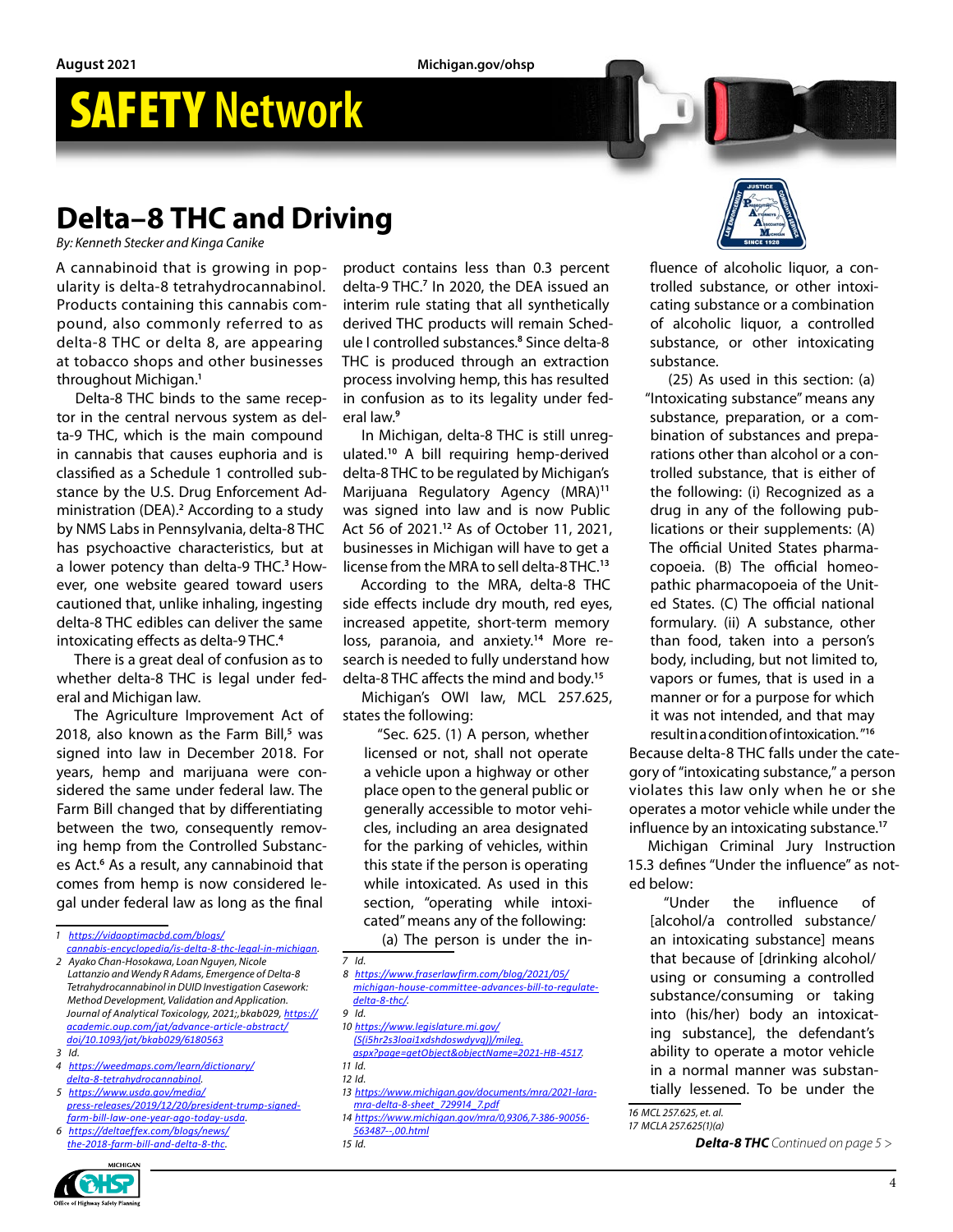# SAFETY Network

## Delta–8 THC and Driving

*By: Kenneth Stecker and Kinga Canike*

A cannabinoid that is growing in popularity is delta-8 tetrahydrocannabinol. Products containing this cannabis compound, also commonly referred to as delta-8 THC or delta 8, are appearing at tobacco shops and other businesses throughout Michigan.[1]

Delta-8 THC binds to the same receptor in the central nervous system as delta-9 THC, which is the main compound in cannabis that causes euphoria and is classified as a Schedule 1 controlled substance by the U.S. Drug Enforcement Administration (DEA).[2] According to a study by NMS Labs in Pennsylvania, delta-8 THC has psychoactive characteristics, but at a lower potency than delta-9 THC.[3] However, one website geared toward users cautioned that, unlike inhaling, ingesting delta-8 THC edibles can deliver the same intoxicating effects as delta-9 THC.[4]

There is a great deal of confusion as to whether delta-8 THC is legal under federal and Michigan law.

The Agriculture Improvement Act of 2018, also known as the Farm Bill,[5] was signed into law in December 2018. For years, hemp and marijuana were considered the same under federal law. The Farm Bill changed that by differentiating between the two, consequently removing hemp from the Controlled Substances Act.[6] As a result, any cannabinoid that comes from hemp is now considered legal under federal law as long as the final product contains less than 0.3 percent delta-9 THC.[7] In 2020, the DEA issued an interim rule stating that all synthetically derived THC products will remain Schedule I controlled substances.[8] Since delta-8 THC is produced through an extraction process involving hemp, this has resulted in confusion as to its legality under federal law.[9]

In Michigan, delta-8 THC is still unregulated.[10] A bill requiring hemp-derived delta-8 THC to be regulated by Michigan's Marijuana Regulatory Agency (MRA)[11] was signed into law and is now Public Act 56 of 2021.[12] As of October 11, 2021, businesses in Michigan will have to get a license from the MRA to sell delta-8 THC.[13]

According to the MRA, delta-8 THC side effects include dry mouth, red eyes, increased appetite, short-term memory loss, paranoia, and anxiety.[14] More research is needed to fully understand how delta-8 THC affects the mind and body.[15]

Michigan's OWI law, MCL 257.625, states the following:

> "Sec. 625. (1) A person, whether licensed or not, shall not operate a vehicle upon a highway or other place open to the general public or generally accessible to motor vehicles, including an area designated for the parking of vehicles, within this state if the person is operating while intoxicated. As used in this section, "operating while intoxicated" means any of the following:
>
> (a) The person is under the influence of alcoholic liquor, a controlled substance, or other intoxicating substance or a combination of alcoholic liquor, a controlled substance, or other intoxicating substance.
>
> (25) As used in this section: (a) "Intoxicating substance" means any substance, preparation, or a combination of substances and preparations other than alcohol or a controlled substance, that is either of the following: (i) Recognized as a drug in any of the following publications or their supplements: (A) The official United States pharmacopoeia. (B) The official homeopathic pharmacopoeia of the United States. (C) The official national formulary. (ii) A substance, other than food, taken into a person's body, including, but not limited to, vapors or fumes, that is used in a manner or for a purpose for which it was not intended, and that may result in a condition of intoxication."[16]

Because delta-8 THC falls under the category of "intoxicating substance," a person violates this law only when he or she operates a motor vehicle while under the influence by an intoxicating substance.[17]

Michigan Criminal Jury Instruction 15.3 defines "Under the influence" as noted below:

> "Under the influence of [alcohol/a controlled substance/an intoxicating substance] means that because of [drinking alcohol/using or consuming a controlled substance/consuming or taking into (his/her) body an intoxicating substance], the defendant's ability to operate a motor vehicle in a normal manner was substantially lessened. To be under the

**Delta-8 THC** *Continued on page 5 >*

---

1 https://vidaoptimacbd.com/blogs/cannabis-encyclopedia/is-delta-8-thc-legal-in-michigan.

2 Ayako Chan-Hosokawa, Loan Nguyen, Nicole Lattanzio and Wendy R Adams, Emergence of Delta-8 Tetrahydrocannabinol in DUID Investigation Casework: Method Development, Validation and Application. Journal of Analytical Toxicology, 2021;, bkab029, https://academic.oup.com/jat/advance-article-abstract/doi/10.1093/jat/bkab029/6180563

3 Id.

4 https://weedmaps.com/learn/dictionary/delta-8-tetrahydrocannabinol.

5 https://www.usda.gov/media/press-releases/2019/12/20/president-trump-signed-farm-bill-law-one-year-ago-today-usda.

6 https://deltaeffex.com/blogs/news/the-2018-farm-bill-and-delta-8-thc.

7 Id.

8 https://www.fraserlawfirm.com/blog/2021/05/michigan-house-committee-advances-bill-to-regulate-delta-8-thc/.

9 Id.

10 https://www.legislature.mi.gov/(S(i5hr2s3loai1xdshdoswdyvq))/mileg.aspx?page=getObject&objectName=2021-HB-4517.

11 Id.

12 Id.

13 https://www.michigan.gov/documents/mra/2021-lara-mra-delta-8-sheet_729914_7.pdf

14 https://www.michigan.gov/mra/0,9306,7-386-90056-563487--,00.html

15 Id.

16 MCL 257.625, et. al.

17 MCLA 257.625(1)(a)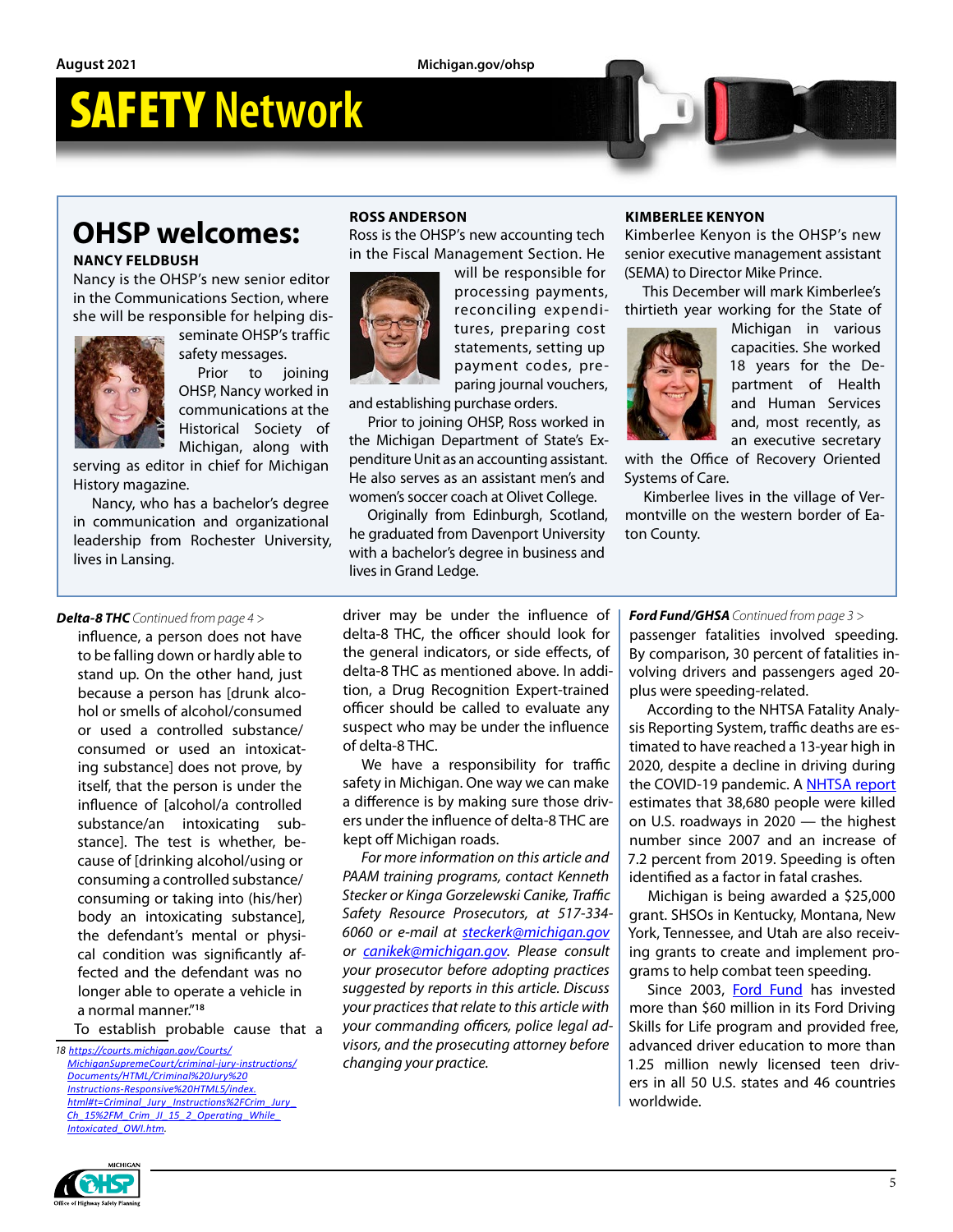# SAFETY Network

## OHSP welcomes:

### NANCY FELDBUSH

Nancy is the OHSP's new senior editor in the Communications Section, where she will be responsible for helping disseminate OHSP's traffic safety messages.

Prior to joining OHSP, Nancy worked in communications at the Historical Society of Michigan, along with serving as editor in chief for Michigan History magazine.

Nancy, who has a bachelor's degree in communication and organizational leadership from Rochester University, lives in Lansing.

### ROSS ANDERSON

Ross is the OHSP's new accounting tech in the Fiscal Management Section. He will be responsible for processing payments, reconciling expenditures, preparing cost statements, setting up payment codes, preparing journal vouchers, and establishing purchase orders.

Prior to joining OHSP, Ross worked in the Michigan Department of State's Expenditure Unit as an accounting assistant. He also serves as an assistant men's and women's soccer coach at Olivet College.

Originally from Edinburgh, Scotland, he graduated from Davenport University with a bachelor's degree in business and lives in Grand Ledge.

### KIMBERLEE KENYON

Kimberlee Kenyon is the OHSP's new senior executive management assistant (SEMA) to Director Mike Prince.

This December will mark Kimberlee's thirtieth year working for the State of Michigan in various capacities. She worked 18 years for the Department of Health and Human Services and, most recently, as an executive secretary with the Office of Recovery Oriented Systems of Care.

Kimberlee lives in the village of Vermontville on the western border of Eaton County.

---

***Delta-8 THC*** *Continued from page 4 >*

influence, a person does not have to be falling down or hardly able to stand up. On the other hand, just because a person has [drunk alcohol or smells of alcohol/consumed or used a controlled substance/consumed or used an intoxicating substance] does not prove, by itself, that the person is under the influence of [alcohol/a controlled substance/an intoxicating substance]. The test is whether, because of [drinking alcohol/using or consuming a controlled substance/consuming or taking into (his/her) body an intoxicating substance], the defendant's mental or physical condition was significantly affected and the defendant was no longer able to operate a vehicle in a normal manner."[18]

To establish probable cause that a driver may be under the influence of delta-8 THC, the officer should look for the general indicators, or side effects, of delta-8 THC as mentioned above. In addition, a Drug Recognition Expert-trained officer should be called to evaluate any suspect who may be under the influence of delta-8 THC.

We have a responsibility for traffic safety in Michigan. One way we can make a difference is by making sure those drivers under the influence of delta-8 THC are kept off Michigan roads.

*For more information on this article and PAAM training programs, contact Kenneth Stecker or Kinga Gorzelewski Canike, Traffic Safety Resource Prosecutors, at 517-334-6060 or e-mail at steckerk@michigan.gov or canikek@michigan.gov. Please consult your prosecutor before adopting practices suggested by reports in this article. Discuss your practices that relate to this article with your commanding officers, police legal advisors, and the prosecuting attorney before changing your practice.*

18 https://courts.michigan.gov/Courts/MichiganSupremeCourt/criminal-jury-instructions/Documents/HTML/Criminal%20Jury%20Instructions-Responsive%20HTML5/index.html#t=Criminal_Jury_Instructions%2FCrim_Jury_Ch_15%2FM_Crim_JI_15_2_Operating_While_Intoxicated_OWI.htm.

***Ford Fund/GHSA*** *Continued from page 3 >*

passenger fatalities involved speeding. By comparison, 30 percent of fatalities involving drivers and passengers aged 20-plus were speeding-related.

According to the NHTSA Fatality Analysis Reporting System, traffic deaths are estimated to have reached a 13-year high in 2020, despite a decline in driving during the COVID-19 pandemic. A NHTSA report estimates that 38,680 people were killed on U.S. roadways in 2020 — the highest number since 2007 and an increase of 7.2 percent from 2019. Speeding is often identified as a factor in fatal crashes.

Michigan is being awarded a $25,000 grant. SHSOs in Kentucky, Montana, New York, Tennessee, and Utah are also receiving grants to create and implement programs to help combat teen speeding.

Since 2003, Ford Fund has invested more than $60 million in its Ford Driving Skills for Life program and provided free, advanced driver education to more than 1.25 million newly licensed teen drivers in all 50 U.S. states and 46 countries worldwide.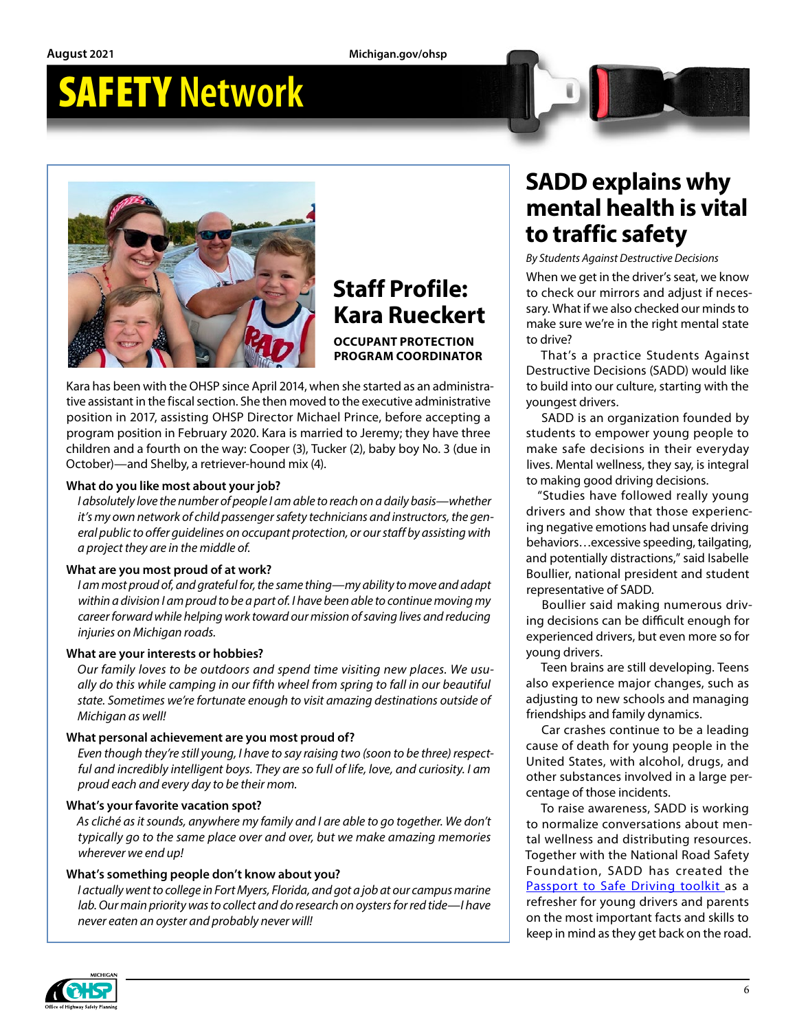# SAFETY Network

## Staff Profile: Kara Rueckert

**OCCUPANT PROTECTION PROGRAM COORDINATOR**

Kara has been with the OHSP since April 2014, when she started as an administrative assistant in the fiscal section. She then moved to the executive administrative position in 2017, assisting OHSP Director Michael Prince, before accepting a program position in February 2020. Kara is married to Jeremy; they have three children and a fourth on the way: Cooper (3), Tucker (2), baby boy No. 3 (due in October)—and Shelby, a retriever-hound mix (4).

**What do you like most about your job?**

*I absolutely love the number of people I am able to reach on a daily basis—whether it's my own network of child passenger safety technicians and instructors, the general public to offer guidelines on occupant protection, or our staff by assisting with a project they are in the middle of.*

**What are you most proud of at work?**

*I am most proud of, and grateful for, the same thing—my ability to move and adapt within a division I am proud to be a part of. I have been able to continue moving my career forward while helping work toward our mission of saving lives and reducing injuries on Michigan roads.*

**What are your interests or hobbies?**

*Our family loves to be outdoors and spend time visiting new places. We usually do this while camping in our fifth wheel from spring to fall in our beautiful state. Sometimes we're fortunate enough to visit amazing destinations outside of Michigan as well!*

**What personal achievement are you most proud of?**

*Even though they're still young, I have to say raising two (soon to be three) respectful and incredibly intelligent boys. They are so full of life, love, and curiosity. I am proud each and every day to be their mom.*

**What's your favorite vacation spot?**

*As cliché as it sounds, anywhere my family and I are able to go together. We don't typically go to the same place over and over, but we make amazing memories wherever we end up!*

**What's something people don't know about you?**

*I actually went to college in Fort Myers, Florida, and got a job at our campus marine lab. Our main priority was to collect and do research on oysters for red tide—I have never eaten an oyster and probably never will!*

## SADD explains why mental health is vital to traffic safety

*By Students Against Destructive Decisions*

When we get in the driver's seat, we know to check our mirrors and adjust if necessary. What if we also checked our minds to make sure we're in the right mental state to drive?

That's a practice Students Against Destructive Decisions (SADD) would like to build into our culture, starting with the youngest drivers.

SADD is an organization founded by students to empower young people to make safe decisions in their everyday lives. Mental wellness, they say, is integral to making good driving decisions.

"Studies have followed really young drivers and show that those experiencing negative emotions had unsafe driving behaviors…excessive speeding, tailgating, and potentially distractions," said Isabelle Boullier, national president and student representative of SADD.

Boullier said making numerous driving decisions can be difficult enough for experienced drivers, but even more so for young drivers.

Teen brains are still developing. Teens also experience major changes, such as adjusting to new schools and managing friendships and family dynamics.

Car crashes continue to be a leading cause of death for young people in the United States, with alcohol, drugs, and other substances involved in a large percentage of those incidents.

To raise awareness, SADD is working to normalize conversations about mental wellness and distributing resources. Together with the National Road Safety Foundation, SADD has created the Passport to Safe Driving toolkit as a refresher for young drivers and parents on the most important facts and skills to keep in mind as they get back on the road.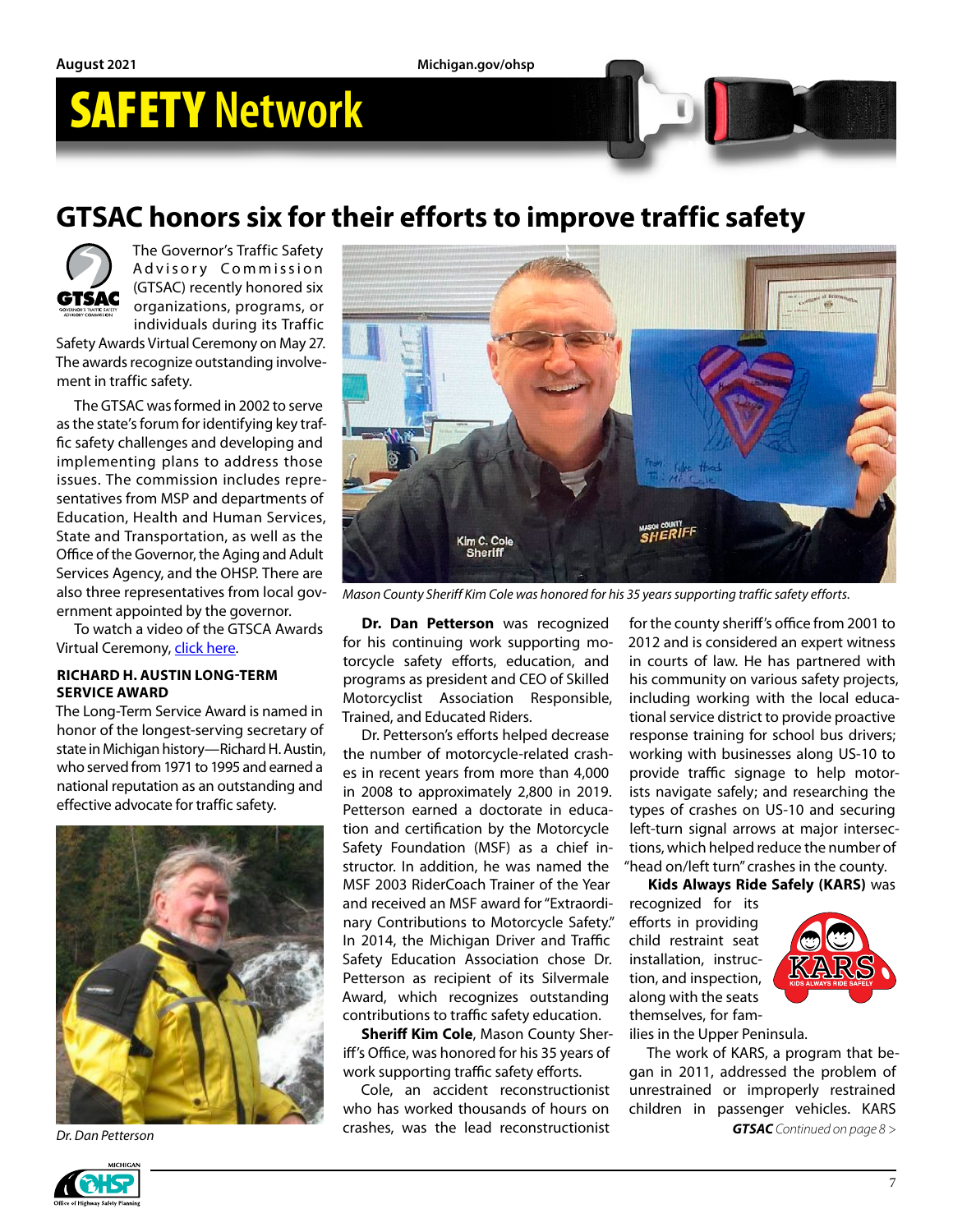# SAFETY Network

## GTSAC honors six for their efforts to improve traffic safety

The Governor's Traffic Safety Advisory Commission (GTSAC) recently honored six organizations, programs, or individuals during its Traffic Safety Awards Virtual Ceremony on May 27. The awards recognize outstanding involvement in traffic safety.

The GTSAC was formed in 2002 to serve as the state's forum for identifying key traffic safety challenges and developing and implementing plans to address those issues. The commission includes representatives from MSP and departments of Education, Health and Human Services, State and Transportation, as well as the Office of the Governor, the Aging and Adult Services Agency, and the OHSP. There are also three representatives from local government appointed by the governor.

To watch a video of the GTSCA Awards Virtual Ceremony, click here.

### RICHARD H. AUSTIN LONG-TERM SERVICE AWARD

The Long-Term Service Award is named in honor of the longest-serving secretary of state in Michigan history—Richard H. Austin, who served from 1971 to 1995 and earned a national reputation as an outstanding and effective advocate for traffic safety.

*Dr. Dan Petterson*

*Mason County Sheriff Kim Cole was honored for his 35 years supporting traffic safety efforts.*

**Dr. Dan Petterson** was recognized for his continuing work supporting motorcycle safety efforts, education, and programs as president and CEO of Skilled Motorcyclist Association Responsible, Trained, and Educated Riders.

Dr. Petterson's efforts helped decrease the number of motorcycle-related crashes in recent years from more than 4,000 in 2008 to approximately 2,800 in 2019. Petterson earned a doctorate in education and certification by the Motorcycle Safety Foundation (MSF) as a chief instructor. In addition, he was named the MSF 2003 RiderCoach Trainer of the Year and received an MSF award for "Extraordinary Contributions to Motorcycle Safety." In 2014, the Michigan Driver and Traffic Safety Education Association chose Dr. Petterson as recipient of its Silvermale Award, which recognizes outstanding contributions to traffic safety education.

**Sheriff Kim Cole**, Mason County Sheriff's Office, was honored for his 35 years of work supporting traffic safety efforts.

Cole, an accident reconstructionist who has worked thousands of hours on crashes, was the lead reconstructionist for the county sheriff's office from 2001 to 2012 and is considered an expert witness in courts of law. He has partnered with his community on various safety projects, including working with the local educational service district to provide proactive response training for school bus drivers; working with businesses along US-10 to provide traffic signage to help motorists navigate safely; and researching the types of crashes on US-10 and securing left-turn signal arrows at major intersections, which helped reduce the number of "head on/left turn" crashes in the county.

**Kids Always Ride Safely (KARS)** was recognized for its efforts in providing child restraint seat installation, instruction, and inspection, along with the seats themselves, for families in the Upper Peninsula.

The work of KARS, a program that began in 2011, addressed the problem of unrestrained or improperly restrained children in passenger vehicles. KARS

***GTSAC** Continued on page 8 >*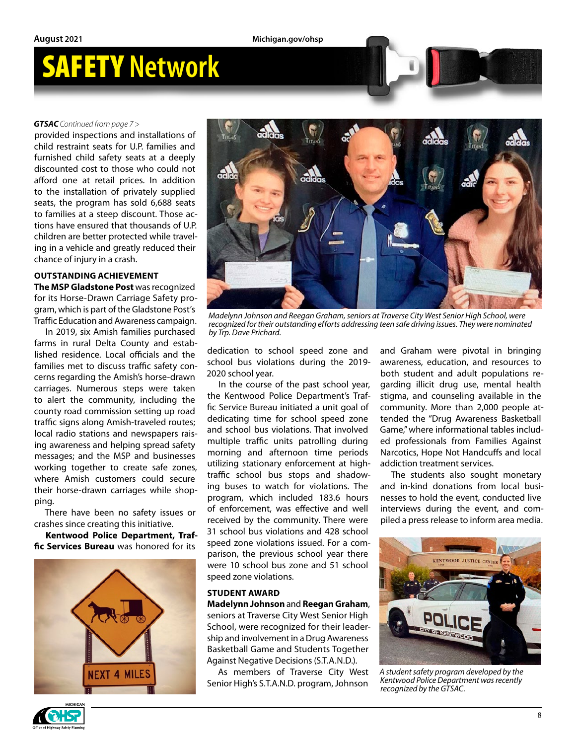**GTSAC** *Continued from page 7 >*

provided inspections and installations of child restraint seats for U.P. families and furnished child safety seats at a deeply discounted cost to those who could not afford one at retail prices. In addition to the installation of privately supplied seats, the program has sold 6,688 seats to families at a steep discount. Those actions have ensured that thousands of U.P. children are better protected while traveling in a vehicle and greatly reduced their chance of injury in a crash.

### OUTSTANDING ACHIEVEMENT

**The MSP Gladstone Post** was recognized for its Horse-Drawn Carriage Safety program, which is part of the Gladstone Post's Traffic Education and Awareness campaign.

In 2019, six Amish families purchased farms in rural Delta County and established residence. Local officials and the families met to discuss traffic safety concerns regarding the Amish's horse-drawn carriages. Numerous steps were taken to alert the community, including the county road commission setting up road traffic signs along Amish-traveled routes; local radio stations and newspapers raising awareness and helping spread safety messages; and the MSP and businesses working together to create safe zones, where Amish customers could secure their horse-drawn carriages while shopping.

There have been no safety issues or crashes since creating this initiative.

**Kentwood Police Department, Traffic Services Bureau** was honored for its dedication to school speed zone and school bus violations during the 2019-2020 school year.

In the course of the past school year, the Kentwood Police Department's Traffic Service Bureau initiated a unit goal of dedicating time for school speed zone and school bus violations. That involved multiple traffic units patrolling during morning and afternoon time periods utilizing stationary enforcement at high-traffic school bus stops and shadowing buses to watch for violations. The program, which included 183.6 hours of enforcement, was effective and well received by the community. There were 31 school bus violations and 428 school speed zone violations issued. For a comparison, the previous school year there were 10 school bus zone and 51 school speed zone violations.

*Madelynn Johnson and Reegan Graham, seniors at Traverse City West Senior High School, were recognized for their outstanding efforts addressing teen safe driving issues. They were nominated by Trp. Dave Prichard.*

### STUDENT AWARD

**Madelynn Johnson** and **Reegan Graham**, seniors at Traverse City West Senior High School, were recognized for their leadership and involvement in a Drug Awareness Basketball Game and Students Together Against Negative Decisions (S.T.A.N.D.).

As members of Traverse City West Senior High's S.T.A.N.D. program, Johnson and Graham were pivotal in bringing awareness, education, and resources to both student and adult populations regarding illicit drug use, mental health stigma, and counseling available in the community. More than 2,000 people attended the "Drug Awareness Basketball Game," where informational tables included professionals from Families Against Narcotics, Hope Not Handcuffs and local addiction treatment services.

The students also sought monetary and in-kind donations from local businesses to hold the event, conducted live interviews during the event, and compiled a press release to inform area media.

*A student safety program developed by the Kentwood Police Department was recently recognized by the GTSAC.*